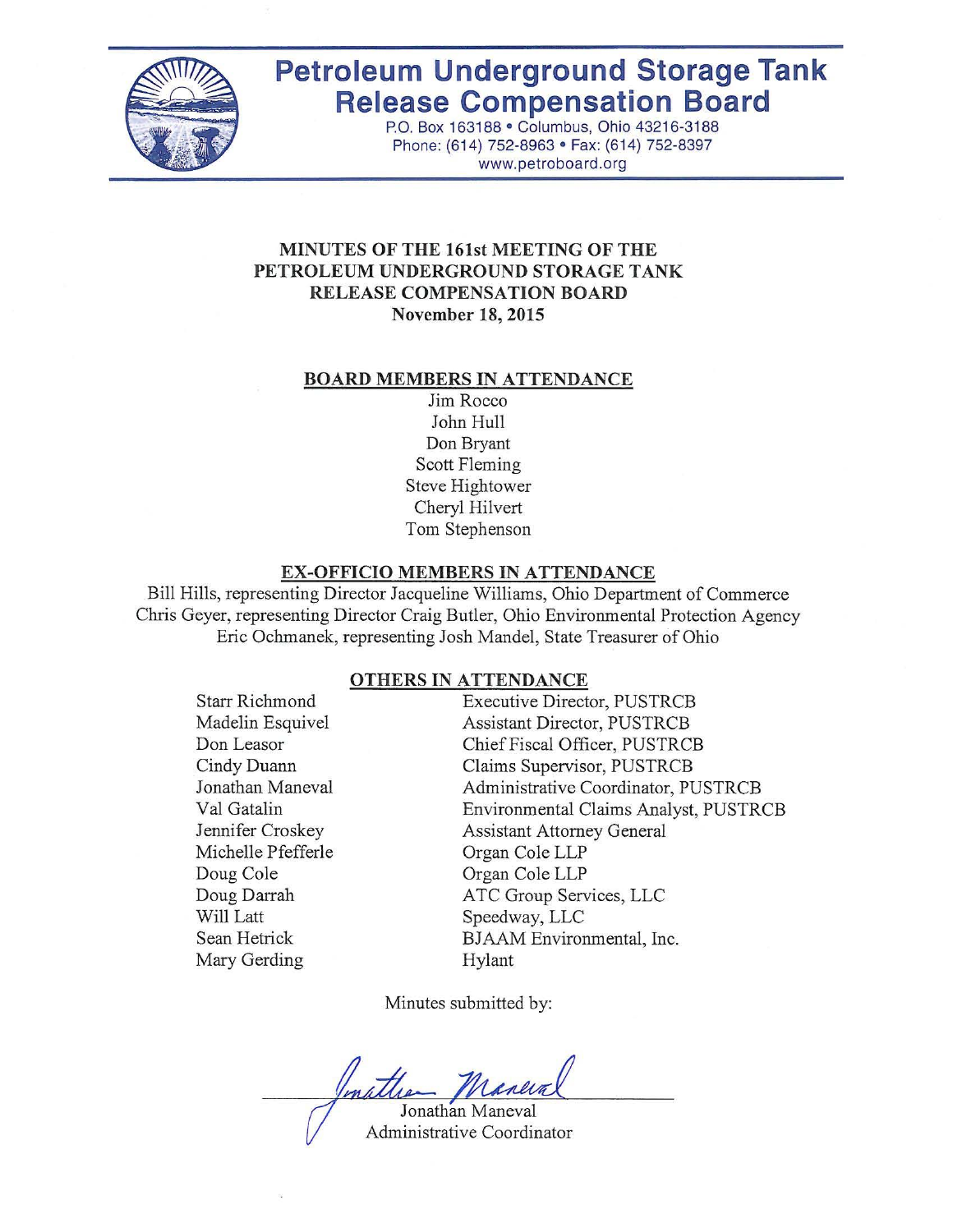# Petroleum Underground Storage Tank Release Compensation Board

P.O. Box 163188 • Columbus, Ohio 43216-3188
Phone: (614) 752-8963 • Fax: (614) 752-8397
www.petroboard.org

## MINUTES OF THE 161st MEETING OF THE PETROLEUM UNDERGROUND STORAGE TANK RELEASE COMPENSATION BOARD
**November 18, 2015**

### BOARD MEMBERS IN ATTENDANCE

Jim Rocco
John Hull
Don Bryant
Scott Fleming
Steve Hightower
Cheryl Hilvert
Tom Stephenson

### EX-OFFICIO MEMBERS IN ATTENDANCE

Bill Hills, representing Director Jacqueline Williams, Ohio Department of Commerce
Chris Geyer, representing Director Craig Butler, Ohio Environmental Protection Agency
Eric Ochmanek, representing Josh Mandel, State Treasurer of Ohio

### OTHERS IN ATTENDANCE

| | |
|---|---|
| Starr Richmond | Executive Director, PUSTRCB |
| Madelin Esquivel | Assistant Director, PUSTRCB |
| Don Leasor | Chief Fiscal Officer, PUSTRCB |
| Cindy Duann | Claims Supervisor, PUSTRCB |
| Jonathan Maneval | Administrative Coordinator, PUSTRCB |
| Val Gatalin | Environmental Claims Analyst, PUSTRCB |
| Jennifer Croskey | Assistant Attorney General |
| Michelle Pfefferle | Organ Cole LLP |
| Doug Cole | Organ Cole LLP |
| Doug Darrah | ATC Group Services, LLC |
| Will Latt | Speedway, LLC |
| Sean Hetrick | BJAAM Environmental, Inc. |
| Mary Gerding | Hylant |

Minutes submitted by:

Jonathan Maneval
Administrative Coordinator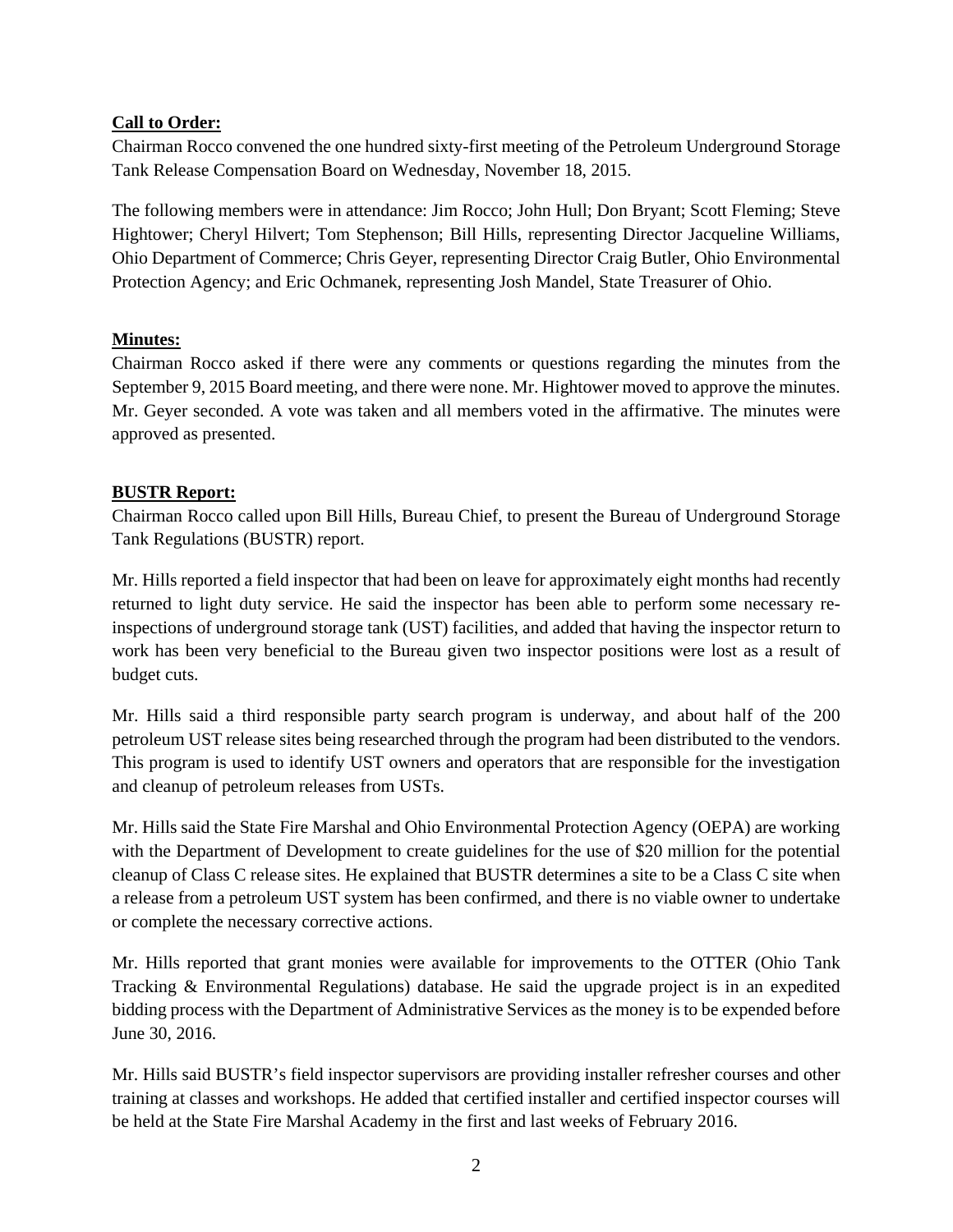**Call to Order:**

Chairman Rocco convened the one hundred sixty-first meeting of the Petroleum Underground Storage Tank Release Compensation Board on Wednesday, November 18, 2015.

The following members were in attendance: Jim Rocco; John Hull; Don Bryant; Scott Fleming; Steve Hightower; Cheryl Hilvert; Tom Stephenson; Bill Hills, representing Director Jacqueline Williams, Ohio Department of Commerce; Chris Geyer, representing Director Craig Butler, Ohio Environmental Protection Agency; and Eric Ochmanek, representing Josh Mandel, State Treasurer of Ohio.

**Minutes:**

Chairman Rocco asked if there were any comments or questions regarding the minutes from the September 9, 2015 Board meeting, and there were none. Mr. Hightower moved to approve the minutes. Mr. Geyer seconded. A vote was taken and all members voted in the affirmative. The minutes were approved as presented.

**BUSTR Report:**

Chairman Rocco called upon Bill Hills, Bureau Chief, to present the Bureau of Underground Storage Tank Regulations (BUSTR) report.

Mr. Hills reported a field inspector that had been on leave for approximately eight months had recently returned to light duty service. He said the inspector has been able to perform some necessary re-inspections of underground storage tank (UST) facilities, and added that having the inspector return to work has been very beneficial to the Bureau given two inspector positions were lost as a result of budget cuts.

Mr. Hills said a third responsible party search program is underway, and about half of the 200 petroleum UST release sites being researched through the program had been distributed to the vendors. This program is used to identify UST owners and operators that are responsible for the investigation and cleanup of petroleum releases from USTs.

Mr. Hills said the State Fire Marshal and Ohio Environmental Protection Agency (OEPA) are working with the Department of Development to create guidelines for the use of $20 million for the potential cleanup of Class C release sites. He explained that BUSTR determines a site to be a Class C site when a release from a petroleum UST system has been confirmed, and there is no viable owner to undertake or complete the necessary corrective actions.

Mr. Hills reported that grant monies were available for improvements to the OTTER (Ohio Tank Tracking & Environmental Regulations) database. He said the upgrade project is in an expedited bidding process with the Department of Administrative Services as the money is to be expended before June 30, 2016.

Mr. Hills said BUSTR's field inspector supervisors are providing installer refresher courses and other training at classes and workshops. He added that certified installer and certified inspector courses will be held at the State Fire Marshal Academy in the first and last weeks of February 2016.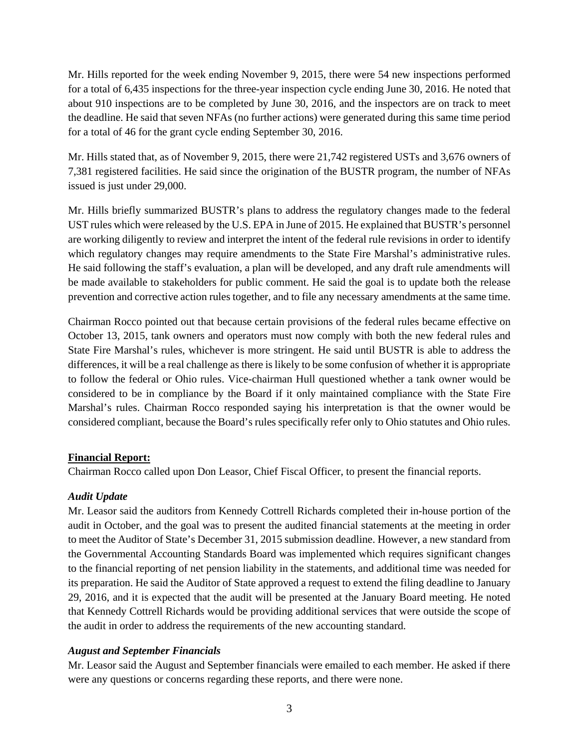Mr. Hills reported for the week ending November 9, 2015, there were 54 new inspections performed for a total of 6,435 inspections for the three-year inspection cycle ending June 30, 2016. He noted that about 910 inspections are to be completed by June 30, 2016, and the inspectors are on track to meet the deadline. He said that seven NFAs (no further actions) were generated during this same time period for a total of 46 for the grant cycle ending September 30, 2016.

Mr. Hills stated that, as of November 9, 2015, there were 21,742 registered USTs and 3,676 owners of 7,381 registered facilities. He said since the origination of the BUSTR program, the number of NFAs issued is just under 29,000.

Mr. Hills briefly summarized BUSTR's plans to address the regulatory changes made to the federal UST rules which were released by the U.S. EPA in June of 2015. He explained that BUSTR's personnel are working diligently to review and interpret the intent of the federal rule revisions in order to identify which regulatory changes may require amendments to the State Fire Marshal's administrative rules. He said following the staff's evaluation, a plan will be developed, and any draft rule amendments will be made available to stakeholders for public comment. He said the goal is to update both the release prevention and corrective action rules together, and to file any necessary amendments at the same time.

Chairman Rocco pointed out that because certain provisions of the federal rules became effective on October 13, 2015, tank owners and operators must now comply with both the new federal rules and State Fire Marshal's rules, whichever is more stringent. He said until BUSTR is able to address the differences, it will be a real challenge as there is likely to be some confusion of whether it is appropriate to follow the federal or Ohio rules. Vice-chairman Hull questioned whether a tank owner would be considered to be in compliance by the Board if it only maintained compliance with the State Fire Marshal's rules. Chairman Rocco responded saying his interpretation is that the owner would be considered compliant, because the Board's rules specifically refer only to Ohio statutes and Ohio rules.

**Financial Report:**

Chairman Rocco called upon Don Leasor, Chief Fiscal Officer, to present the financial reports.

***Audit Update***

Mr. Leasor said the auditors from Kennedy Cottrell Richards completed their in-house portion of the audit in October, and the goal was to present the audited financial statements at the meeting in order to meet the Auditor of State's December 31, 2015 submission deadline. However, a new standard from the Governmental Accounting Standards Board was implemented which requires significant changes to the financial reporting of net pension liability in the statements, and additional time was needed for its preparation. He said the Auditor of State approved a request to extend the filing deadline to January 29, 2016, and it is expected that the audit will be presented at the January Board meeting. He noted that Kennedy Cottrell Richards would be providing additional services that were outside the scope of the audit in order to address the requirements of the new accounting standard.

***August and September Financials***

Mr. Leasor said the August and September financials were emailed to each member. He asked if there were any questions or concerns regarding these reports, and there were none.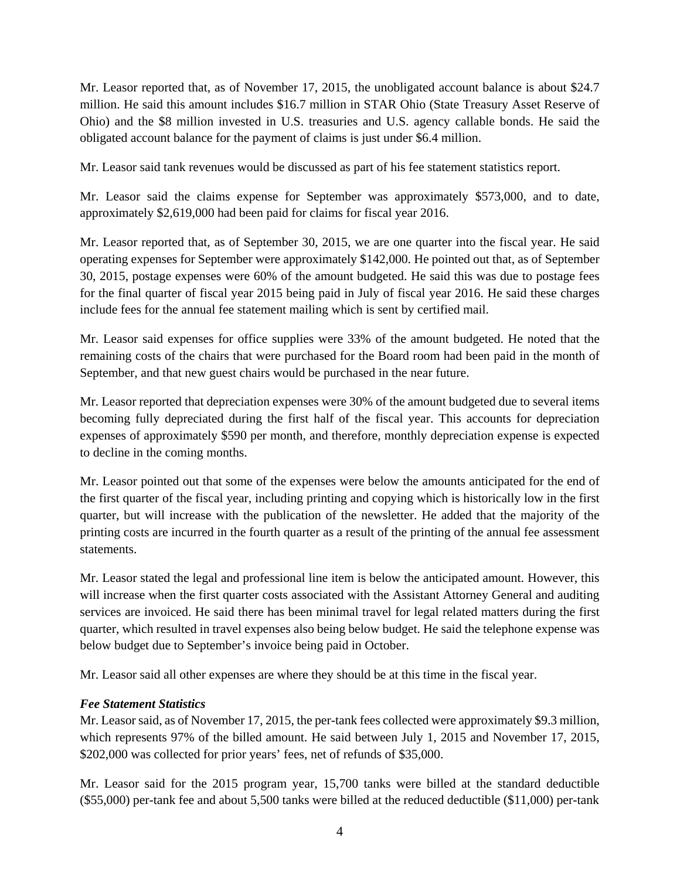Mr. Leasor reported that, as of November 17, 2015, the unobligated account balance is about $24.7 million. He said this amount includes $16.7 million in STAR Ohio (State Treasury Asset Reserve of Ohio) and the $8 million invested in U.S. treasuries and U.S. agency callable bonds. He said the obligated account balance for the payment of claims is just under $6.4 million.

Mr. Leasor said tank revenues would be discussed as part of his fee statement statistics report.

Mr. Leasor said the claims expense for September was approximately $573,000, and to date, approximately $2,619,000 had been paid for claims for fiscal year 2016.

Mr. Leasor reported that, as of September 30, 2015, we are one quarter into the fiscal year. He said operating expenses for September were approximately $142,000. He pointed out that, as of September 30, 2015, postage expenses were 60% of the amount budgeted. He said this was due to postage fees for the final quarter of fiscal year 2015 being paid in July of fiscal year 2016. He said these charges include fees for the annual fee statement mailing which is sent by certified mail.

Mr. Leasor said expenses for office supplies were 33% of the amount budgeted. He noted that the remaining costs of the chairs that were purchased for the Board room had been paid in the month of September, and that new guest chairs would be purchased in the near future.

Mr. Leasor reported that depreciation expenses were 30% of the amount budgeted due to several items becoming fully depreciated during the first half of the fiscal year. This accounts for depreciation expenses of approximately $590 per month, and therefore, monthly depreciation expense is expected to decline in the coming months.

Mr. Leasor pointed out that some of the expenses were below the amounts anticipated for the end of the first quarter of the fiscal year, including printing and copying which is historically low in the first quarter, but will increase with the publication of the newsletter. He added that the majority of the printing costs are incurred in the fourth quarter as a result of the printing of the annual fee assessment statements.

Mr. Leasor stated the legal and professional line item is below the anticipated amount. However, this will increase when the first quarter costs associated with the Assistant Attorney General and auditing services are invoiced. He said there has been minimal travel for legal related matters during the first quarter, which resulted in travel expenses also being below budget. He said the telephone expense was below budget due to September's invoice being paid in October.

Mr. Leasor said all other expenses are where they should be at this time in the fiscal year.

***Fee Statement Statistics***

Mr. Leasor said, as of November 17, 2015, the per-tank fees collected were approximately $9.3 million, which represents 97% of the billed amount. He said between July 1, 2015 and November 17, 2015, $202,000 was collected for prior years' fees, net of refunds of $35,000.

Mr. Leasor said for the 2015 program year, 15,700 tanks were billed at the standard deductible ($55,000) per-tank fee and about 5,500 tanks were billed at the reduced deductible ($11,000) per-tank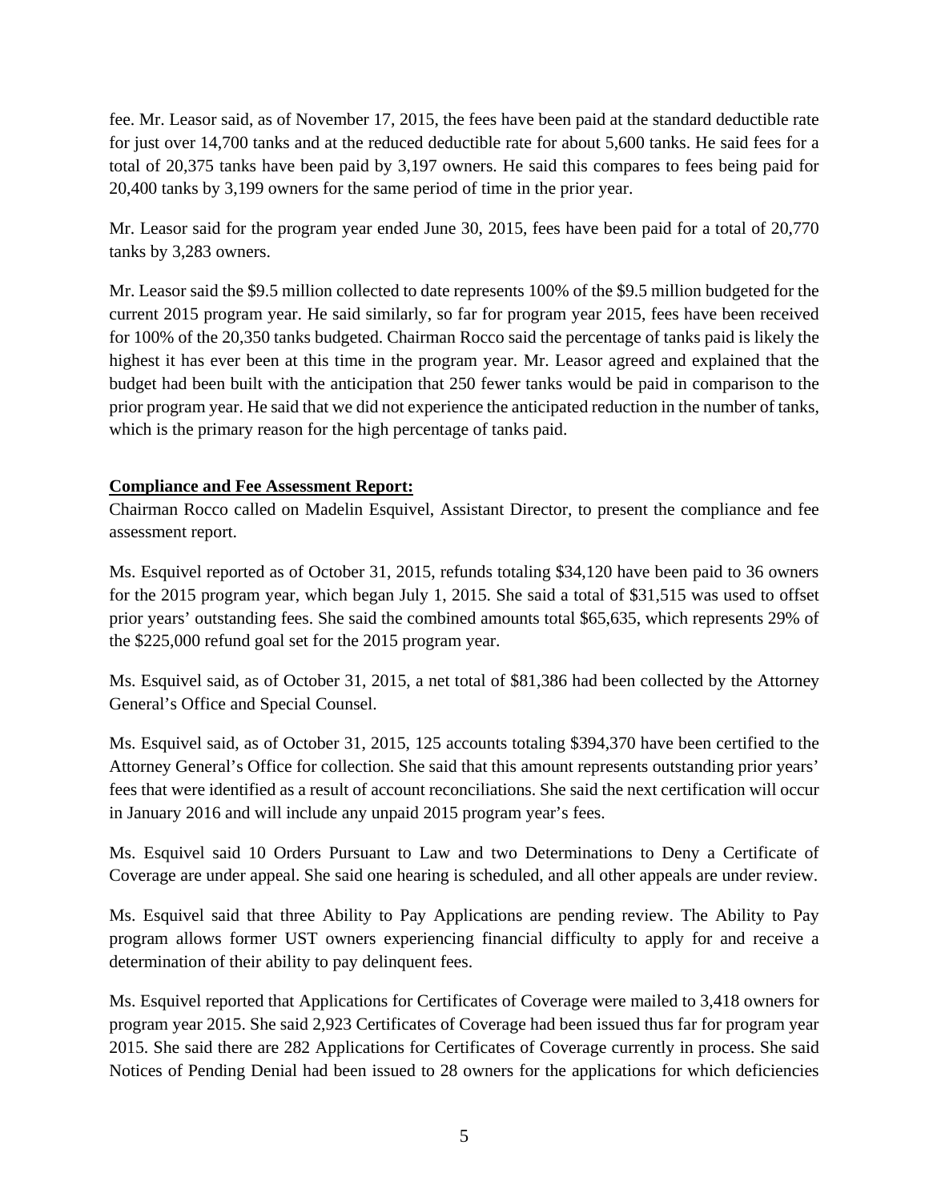fee. Mr. Leasor said, as of November 17, 2015, the fees have been paid at the standard deductible rate for just over 14,700 tanks and at the reduced deductible rate for about 5,600 tanks. He said fees for a total of 20,375 tanks have been paid by 3,197 owners. He said this compares to fees being paid for 20,400 tanks by 3,199 owners for the same period of time in the prior year.

Mr. Leasor said for the program year ended June 30, 2015, fees have been paid for a total of 20,770 tanks by 3,283 owners.

Mr. Leasor said the $9.5 million collected to date represents 100% of the $9.5 million budgeted for the current 2015 program year. He said similarly, so far for program year 2015, fees have been received for 100% of the 20,350 tanks budgeted. Chairman Rocco said the percentage of tanks paid is likely the highest it has ever been at this time in the program year. Mr. Leasor agreed and explained that the budget had been built with the anticipation that 250 fewer tanks would be paid in comparison to the prior program year. He said that we did not experience the anticipated reduction in the number of tanks, which is the primary reason for the high percentage of tanks paid.

**Compliance and Fee Assessment Report:**

Chairman Rocco called on Madelin Esquivel, Assistant Director, to present the compliance and fee assessment report.

Ms. Esquivel reported as of October 31, 2015, refunds totaling $34,120 have been paid to 36 owners for the 2015 program year, which began July 1, 2015. She said a total of $31,515 was used to offset prior years' outstanding fees. She said the combined amounts total $65,635, which represents 29% of the $225,000 refund goal set for the 2015 program year.

Ms. Esquivel said, as of October 31, 2015, a net total of $81,386 had been collected by the Attorney General's Office and Special Counsel.

Ms. Esquivel said, as of October 31, 2015, 125 accounts totaling $394,370 have been certified to the Attorney General's Office for collection. She said that this amount represents outstanding prior years' fees that were identified as a result of account reconciliations. She said the next certification will occur in January 2016 and will include any unpaid 2015 program year's fees.

Ms. Esquivel said 10 Orders Pursuant to Law and two Determinations to Deny a Certificate of Coverage are under appeal. She said one hearing is scheduled, and all other appeals are under review.

Ms. Esquivel said that three Ability to Pay Applications are pending review. The Ability to Pay program allows former UST owners experiencing financial difficulty to apply for and receive a determination of their ability to pay delinquent fees.

Ms. Esquivel reported that Applications for Certificates of Coverage were mailed to 3,418 owners for program year 2015. She said 2,923 Certificates of Coverage had been issued thus far for program year 2015. She said there are 282 Applications for Certificates of Coverage currently in process. She said Notices of Pending Denial had been issued to 28 owners for the applications for which deficiencies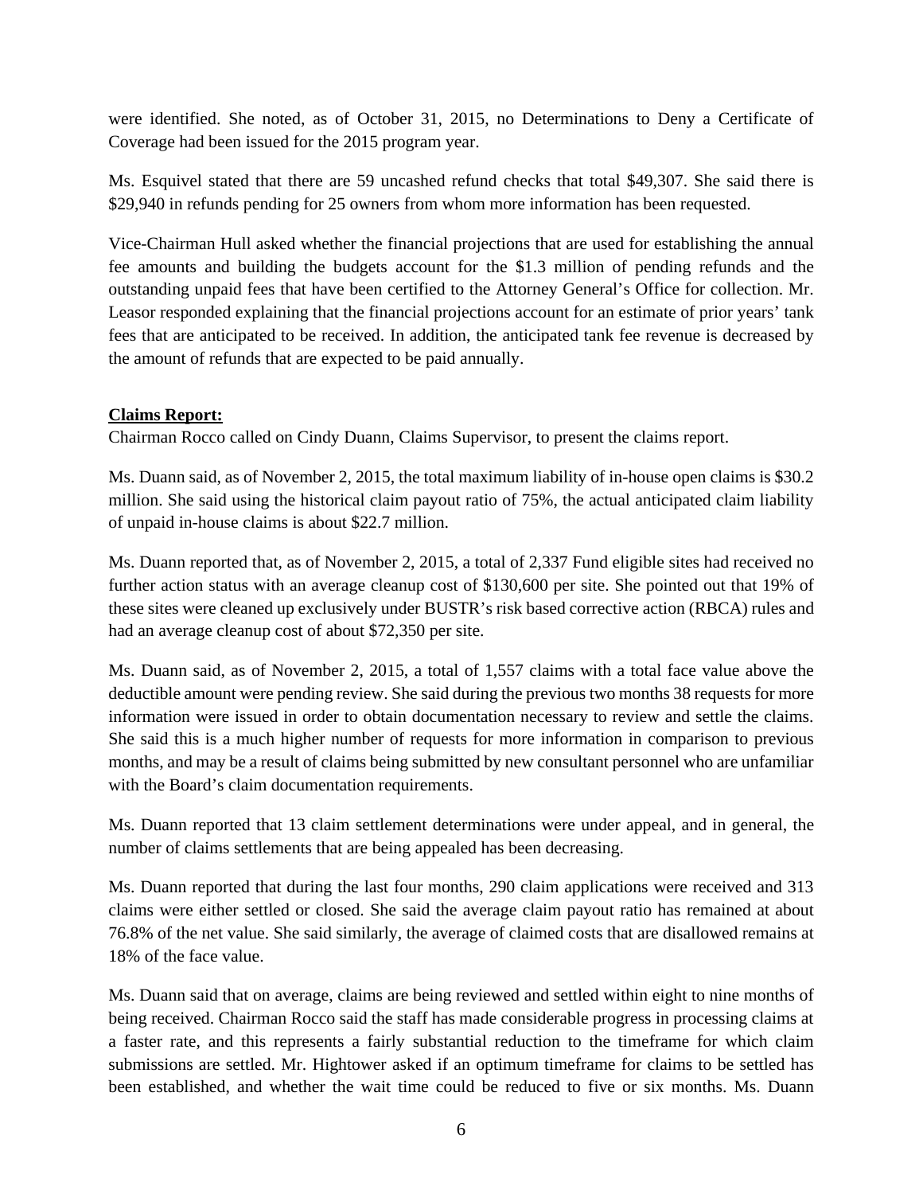were identified. She noted, as of October 31, 2015, no Determinations to Deny a Certificate of Coverage had been issued for the 2015 program year.

Ms. Esquivel stated that there are 59 uncashed refund checks that total $49,307. She said there is $29,940 in refunds pending for 25 owners from whom more information has been requested.

Vice-Chairman Hull asked whether the financial projections that are used for establishing the annual fee amounts and building the budgets account for the $1.3 million of pending refunds and the outstanding unpaid fees that have been certified to the Attorney General's Office for collection. Mr. Leasor responded explaining that the financial projections account for an estimate of prior years' tank fees that are anticipated to be received. In addition, the anticipated tank fee revenue is decreased by the amount of refunds that are expected to be paid annually.

**Claims Report:**

Chairman Rocco called on Cindy Duann, Claims Supervisor, to present the claims report.

Ms. Duann said, as of November 2, 2015, the total maximum liability of in-house open claims is $30.2 million. She said using the historical claim payout ratio of 75%, the actual anticipated claim liability of unpaid in-house claims is about $22.7 million.

Ms. Duann reported that, as of November 2, 2015, a total of 2,337 Fund eligible sites had received no further action status with an average cleanup cost of $130,600 per site. She pointed out that 19% of these sites were cleaned up exclusively under BUSTR's risk based corrective action (RBCA) rules and had an average cleanup cost of about $72,350 per site.

Ms. Duann said, as of November 2, 2015, a total of 1,557 claims with a total face value above the deductible amount were pending review. She said during the previous two months 38 requests for more information were issued in order to obtain documentation necessary to review and settle the claims. She said this is a much higher number of requests for more information in comparison to previous months, and may be a result of claims being submitted by new consultant personnel who are unfamiliar with the Board's claim documentation requirements.

Ms. Duann reported that 13 claim settlement determinations were under appeal, and in general, the number of claims settlements that are being appealed has been decreasing.

Ms. Duann reported that during the last four months, 290 claim applications were received and 313 claims were either settled or closed. She said the average claim payout ratio has remained at about 76.8% of the net value. She said similarly, the average of claimed costs that are disallowed remains at 18% of the face value.

Ms. Duann said that on average, claims are being reviewed and settled within eight to nine months of being received. Chairman Rocco said the staff has made considerable progress in processing claims at a faster rate, and this represents a fairly substantial reduction to the timeframe for which claim submissions are settled. Mr. Hightower asked if an optimum timeframe for claims to be settled has been established, and whether the wait time could be reduced to five or six months. Ms. Duann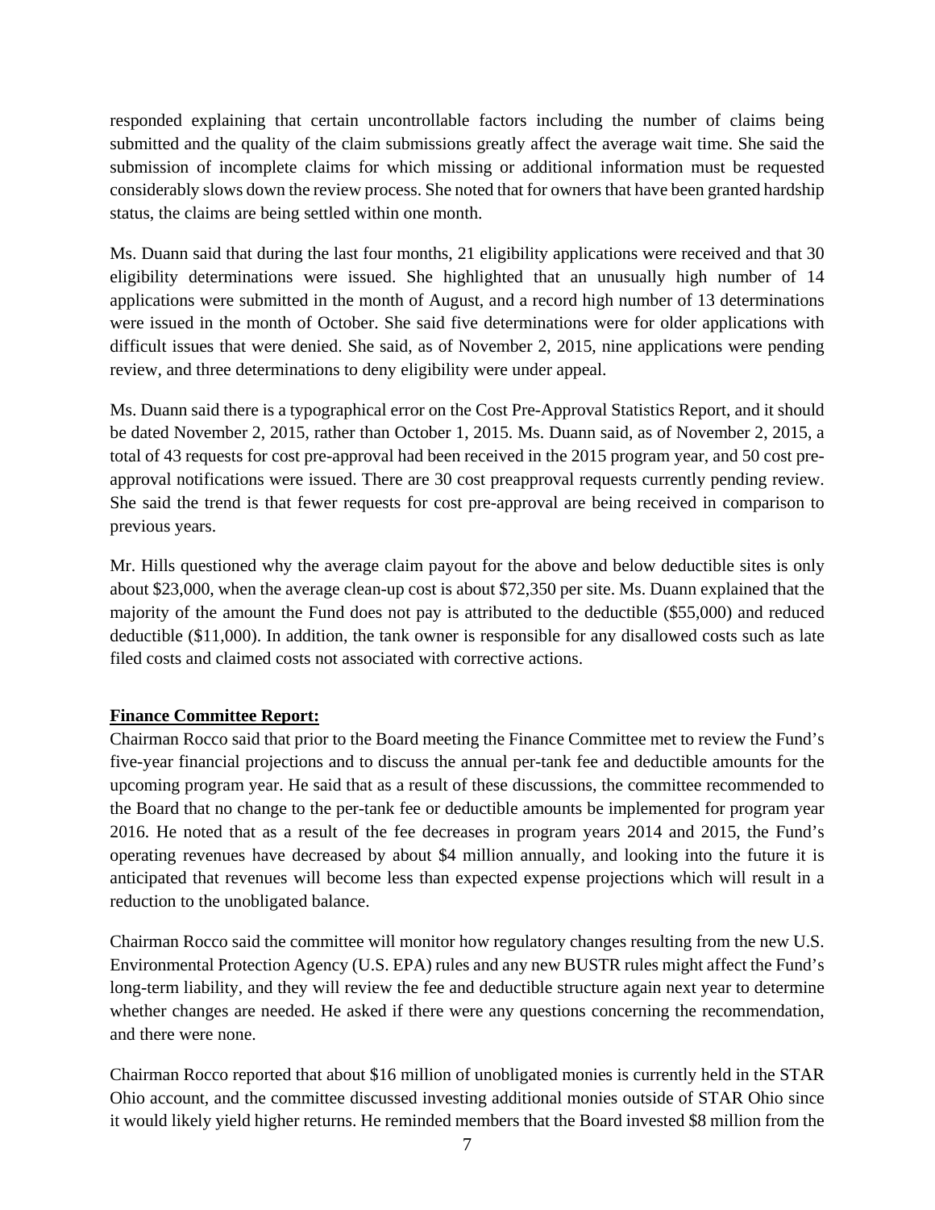responded explaining that certain uncontrollable factors including the number of claims being submitted and the quality of the claim submissions greatly affect the average wait time. She said the submission of incomplete claims for which missing or additional information must be requested considerably slows down the review process. She noted that for owners that have been granted hardship status, the claims are being settled within one month.

Ms. Duann said that during the last four months, 21 eligibility applications were received and that 30 eligibility determinations were issued. She highlighted that an unusually high number of 14 applications were submitted in the month of August, and a record high number of 13 determinations were issued in the month of October. She said five determinations were for older applications with difficult issues that were denied. She said, as of November 2, 2015, nine applications were pending review, and three determinations to deny eligibility were under appeal.

Ms. Duann said there is a typographical error on the Cost Pre-Approval Statistics Report, and it should be dated November 2, 2015, rather than October 1, 2015. Ms. Duann said, as of November 2, 2015, a total of 43 requests for cost pre-approval had been received in the 2015 program year, and 50 cost pre-approval notifications were issued. There are 30 cost preapproval requests currently pending review. She said the trend is that fewer requests for cost pre-approval are being received in comparison to previous years.

Mr. Hills questioned why the average claim payout for the above and below deductible sites is only about $23,000, when the average clean-up cost is about $72,350 per site. Ms. Duann explained that the majority of the amount the Fund does not pay is attributed to the deductible ($55,000) and reduced deductible ($11,000). In addition, the tank owner is responsible for any disallowed costs such as late filed costs and claimed costs not associated with corrective actions.

**Finance Committee Report:**

Chairman Rocco said that prior to the Board meeting the Finance Committee met to review the Fund's five-year financial projections and to discuss the annual per-tank fee and deductible amounts for the upcoming program year. He said that as a result of these discussions, the committee recommended to the Board that no change to the per-tank fee or deductible amounts be implemented for program year 2016. He noted that as a result of the fee decreases in program years 2014 and 2015, the Fund's operating revenues have decreased by about $4 million annually, and looking into the future it is anticipated that revenues will become less than expected expense projections which will result in a reduction to the unobligated balance.

Chairman Rocco said the committee will monitor how regulatory changes resulting from the new U.S. Environmental Protection Agency (U.S. EPA) rules and any new BUSTR rules might affect the Fund's long-term liability, and they will review the fee and deductible structure again next year to determine whether changes are needed. He asked if there were any questions concerning the recommendation, and there were none.

Chairman Rocco reported that about $16 million of unobligated monies is currently held in the STAR Ohio account, and the committee discussed investing additional monies outside of STAR Ohio since it would likely yield higher returns. He reminded members that the Board invested $8 million from the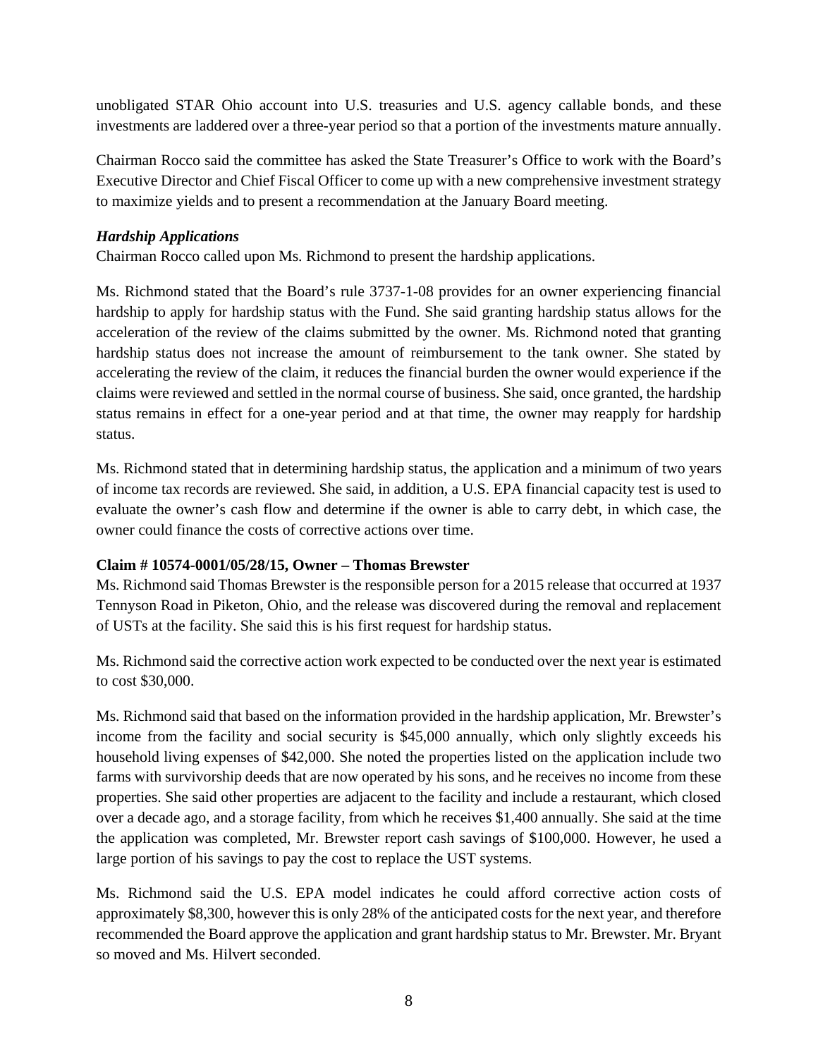unobligated STAR Ohio account into U.S. treasuries and U.S. agency callable bonds, and these investments are laddered over a three-year period so that a portion of the investments mature annually.

Chairman Rocco said the committee has asked the State Treasurer's Office to work with the Board's Executive Director and Chief Fiscal Officer to come up with a new comprehensive investment strategy to maximize yields and to present a recommendation at the January Board meeting.

***Hardship Applications***

Chairman Rocco called upon Ms. Richmond to present the hardship applications.

Ms. Richmond stated that the Board's rule 3737-1-08 provides for an owner experiencing financial hardship to apply for hardship status with the Fund. She said granting hardship status allows for the acceleration of the review of the claims submitted by the owner. Ms. Richmond noted that granting hardship status does not increase the amount of reimbursement to the tank owner. She stated by accelerating the review of the claim, it reduces the financial burden the owner would experience if the claims were reviewed and settled in the normal course of business. She said, once granted, the hardship status remains in effect for a one-year period and at that time, the owner may reapply for hardship status.

Ms. Richmond stated that in determining hardship status, the application and a minimum of two years of income tax records are reviewed. She said, in addition, a U.S. EPA financial capacity test is used to evaluate the owner's cash flow and determine if the owner is able to carry debt, in which case, the owner could finance the costs of corrective actions over time.

**Claim # 10574-0001/05/28/15, Owner – Thomas Brewster**

Ms. Richmond said Thomas Brewster is the responsible person for a 2015 release that occurred at 1937 Tennyson Road in Piketon, Ohio, and the release was discovered during the removal and replacement of USTs at the facility. She said this is his first request for hardship status.

Ms. Richmond said the corrective action work expected to be conducted over the next year is estimated to cost $30,000.

Ms. Richmond said that based on the information provided in the hardship application, Mr. Brewster's income from the facility and social security is $45,000 annually, which only slightly exceeds his household living expenses of $42,000. She noted the properties listed on the application include two farms with survivorship deeds that are now operated by his sons, and he receives no income from these properties. She said other properties are adjacent to the facility and include a restaurant, which closed over a decade ago, and a storage facility, from which he receives $1,400 annually. She said at the time the application was completed, Mr. Brewster report cash savings of $100,000. However, he used a large portion of his savings to pay the cost to replace the UST systems.

Ms. Richmond said the U.S. EPA model indicates he could afford corrective action costs of approximately $8,300, however this is only 28% of the anticipated costs for the next year, and therefore recommended the Board approve the application and grant hardship status to Mr. Brewster. Mr. Bryant so moved and Ms. Hilvert seconded.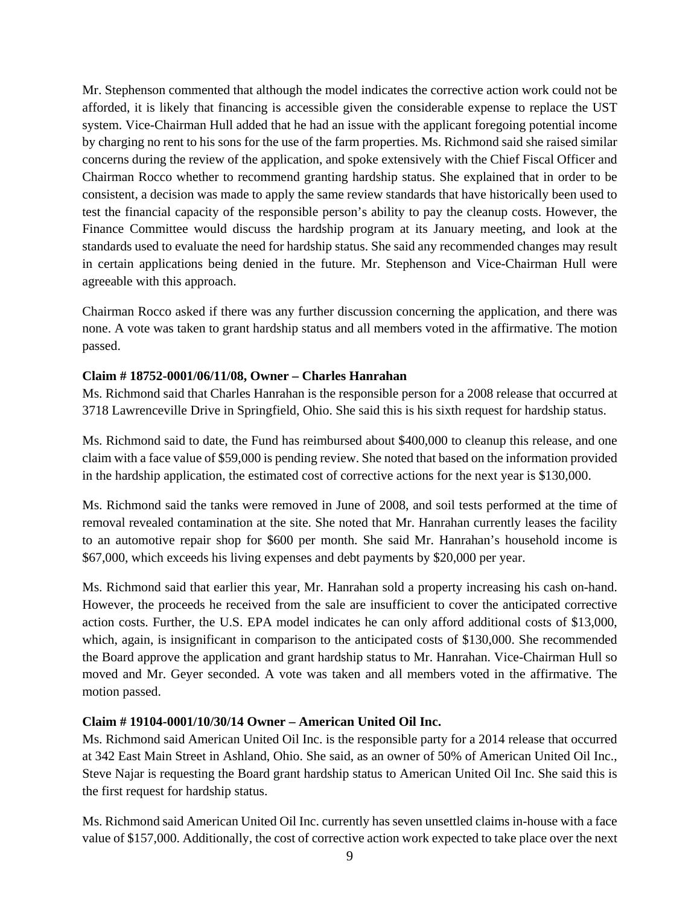Mr. Stephenson commented that although the model indicates the corrective action work could not be afforded, it is likely that financing is accessible given the considerable expense to replace the UST system. Vice-Chairman Hull added that he had an issue with the applicant foregoing potential income by charging no rent to his sons for the use of the farm properties. Ms. Richmond said she raised similar concerns during the review of the application, and spoke extensively with the Chief Fiscal Officer and Chairman Rocco whether to recommend granting hardship status. She explained that in order to be consistent, a decision was made to apply the same review standards that have historically been used to test the financial capacity of the responsible person's ability to pay the cleanup costs. However, the Finance Committee would discuss the hardship program at its January meeting, and look at the standards used to evaluate the need for hardship status. She said any recommended changes may result in certain applications being denied in the future. Mr. Stephenson and Vice-Chairman Hull were agreeable with this approach.

Chairman Rocco asked if there was any further discussion concerning the application, and there was none. A vote was taken to grant hardship status and all members voted in the affirmative. The motion passed.

**Claim # 18752-0001/06/11/08, Owner – Charles Hanrahan**

Ms. Richmond said that Charles Hanrahan is the responsible person for a 2008 release that occurred at 3718 Lawrenceville Drive in Springfield, Ohio. She said this is his sixth request for hardship status.

Ms. Richmond said to date, the Fund has reimbursed about $400,000 to cleanup this release, and one claim with a face value of $59,000 is pending review. She noted that based on the information provided in the hardship application, the estimated cost of corrective actions for the next year is $130,000.

Ms. Richmond said the tanks were removed in June of 2008, and soil tests performed at the time of removal revealed contamination at the site. She noted that Mr. Hanrahan currently leases the facility to an automotive repair shop for $600 per month. She said Mr. Hanrahan's household income is $67,000, which exceeds his living expenses and debt payments by $20,000 per year.

Ms. Richmond said that earlier this year, Mr. Hanrahan sold a property increasing his cash on-hand. However, the proceeds he received from the sale are insufficient to cover the anticipated corrective action costs. Further, the U.S. EPA model indicates he can only afford additional costs of $13,000, which, again, is insignificant in comparison to the anticipated costs of $130,000. She recommended the Board approve the application and grant hardship status to Mr. Hanrahan. Vice-Chairman Hull so moved and Mr. Geyer seconded. A vote was taken and all members voted in the affirmative. The motion passed.

**Claim # 19104-0001/10/30/14 Owner – American United Oil Inc.**

Ms. Richmond said American United Oil Inc. is the responsible party for a 2014 release that occurred at 342 East Main Street in Ashland, Ohio. She said, as an owner of 50% of American United Oil Inc., Steve Najar is requesting the Board grant hardship status to American United Oil Inc. She said this is the first request for hardship status.

Ms. Richmond said American United Oil Inc. currently has seven unsettled claims in-house with a face value of $157,000. Additionally, the cost of corrective action work expected to take place over the next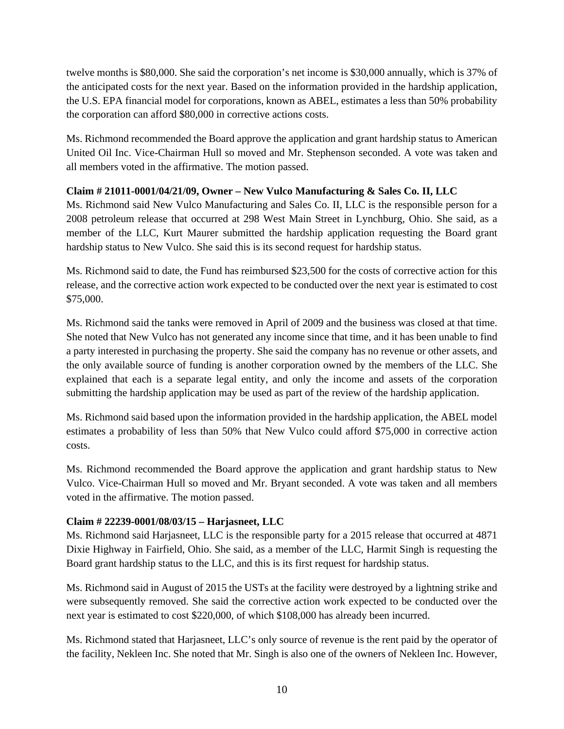twelve months is $80,000. She said the corporation's net income is $30,000 annually, which is 37% of the anticipated costs for the next year. Based on the information provided in the hardship application, the U.S. EPA financial model for corporations, known as ABEL, estimates a less than 50% probability the corporation can afford $80,000 in corrective actions costs.

Ms. Richmond recommended the Board approve the application and grant hardship status to American United Oil Inc. Vice-Chairman Hull so moved and Mr. Stephenson seconded. A vote was taken and all members voted in the affirmative. The motion passed.

**Claim # 21011-0001/04/21/09, Owner – New Vulco Manufacturing & Sales Co. II, LLC**

Ms. Richmond said New Vulco Manufacturing and Sales Co. II, LLC is the responsible person for a 2008 petroleum release that occurred at 298 West Main Street in Lynchburg, Ohio. She said, as a member of the LLC, Kurt Maurer submitted the hardship application requesting the Board grant hardship status to New Vulco. She said this is its second request for hardship status.

Ms. Richmond said to date, the Fund has reimbursed $23,500 for the costs of corrective action for this release, and the corrective action work expected to be conducted over the next year is estimated to cost $75,000.

Ms. Richmond said the tanks were removed in April of 2009 and the business was closed at that time. She noted that New Vulco has not generated any income since that time, and it has been unable to find a party interested in purchasing the property. She said the company has no revenue or other assets, and the only available source of funding is another corporation owned by the members of the LLC. She explained that each is a separate legal entity, and only the income and assets of the corporation submitting the hardship application may be used as part of the review of the hardship application.

Ms. Richmond said based upon the information provided in the hardship application, the ABEL model estimates a probability of less than 50% that New Vulco could afford $75,000 in corrective action costs.

Ms. Richmond recommended the Board approve the application and grant hardship status to New Vulco. Vice-Chairman Hull so moved and Mr. Bryant seconded. A vote was taken and all members voted in the affirmative. The motion passed.

**Claim # 22239-0001/08/03/15 – Harjasneet, LLC**

Ms. Richmond said Harjasneet, LLC is the responsible party for a 2015 release that occurred at 4871 Dixie Highway in Fairfield, Ohio. She said, as a member of the LLC, Harmit Singh is requesting the Board grant hardship status to the LLC, and this is its first request for hardship status.

Ms. Richmond said in August of 2015 the USTs at the facility were destroyed by a lightning strike and were subsequently removed. She said the corrective action work expected to be conducted over the next year is estimated to cost $220,000, of which $108,000 has already been incurred.

Ms. Richmond stated that Harjasneet, LLC's only source of revenue is the rent paid by the operator of the facility, Nekleen Inc. She noted that Mr. Singh is also one of the owners of Nekleen Inc. However,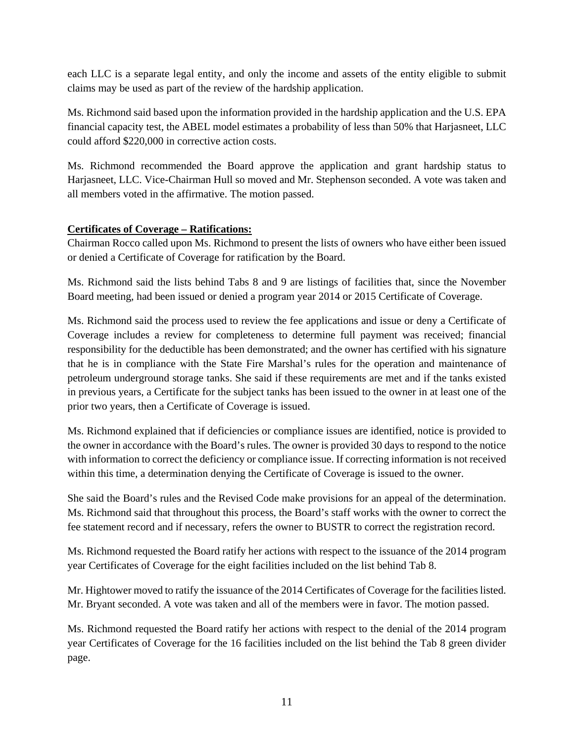each LLC is a separate legal entity, and only the income and assets of the entity eligible to submit claims may be used as part of the review of the hardship application.

Ms. Richmond said based upon the information provided in the hardship application and the U.S. EPA financial capacity test, the ABEL model estimates a probability of less than 50% that Harjasneet, LLC could afford $220,000 in corrective action costs.

Ms. Richmond recommended the Board approve the application and grant hardship status to Harjasneet, LLC. Vice-Chairman Hull so moved and Mr. Stephenson seconded. A vote was taken and all members voted in the affirmative. The motion passed.

**Certificates of Coverage – Ratifications:**

Chairman Rocco called upon Ms. Richmond to present the lists of owners who have either been issued or denied a Certificate of Coverage for ratification by the Board.

Ms. Richmond said the lists behind Tabs 8 and 9 are listings of facilities that, since the November Board meeting, had been issued or denied a program year 2014 or 2015 Certificate of Coverage.

Ms. Richmond said the process used to review the fee applications and issue or deny a Certificate of Coverage includes a review for completeness to determine full payment was received; financial responsibility for the deductible has been demonstrated; and the owner has certified with his signature that he is in compliance with the State Fire Marshal's rules for the operation and maintenance of petroleum underground storage tanks. She said if these requirements are met and if the tanks existed in previous years, a Certificate for the subject tanks has been issued to the owner in at least one of the prior two years, then a Certificate of Coverage is issued.

Ms. Richmond explained that if deficiencies or compliance issues are identified, notice is provided to the owner in accordance with the Board's rules. The owner is provided 30 days to respond to the notice with information to correct the deficiency or compliance issue. If correcting information is not received within this time, a determination denying the Certificate of Coverage is issued to the owner.

She said the Board's rules and the Revised Code make provisions for an appeal of the determination. Ms. Richmond said that throughout this process, the Board's staff works with the owner to correct the fee statement record and if necessary, refers the owner to BUSTR to correct the registration record.

Ms. Richmond requested the Board ratify her actions with respect to the issuance of the 2014 program year Certificates of Coverage for the eight facilities included on the list behind Tab 8.

Mr. Hightower moved to ratify the issuance of the 2014 Certificates of Coverage for the facilities listed. Mr. Bryant seconded. A vote was taken and all of the members were in favor. The motion passed.

Ms. Richmond requested the Board ratify her actions with respect to the denial of the 2014 program year Certificates of Coverage for the 16 facilities included on the list behind the Tab 8 green divider page.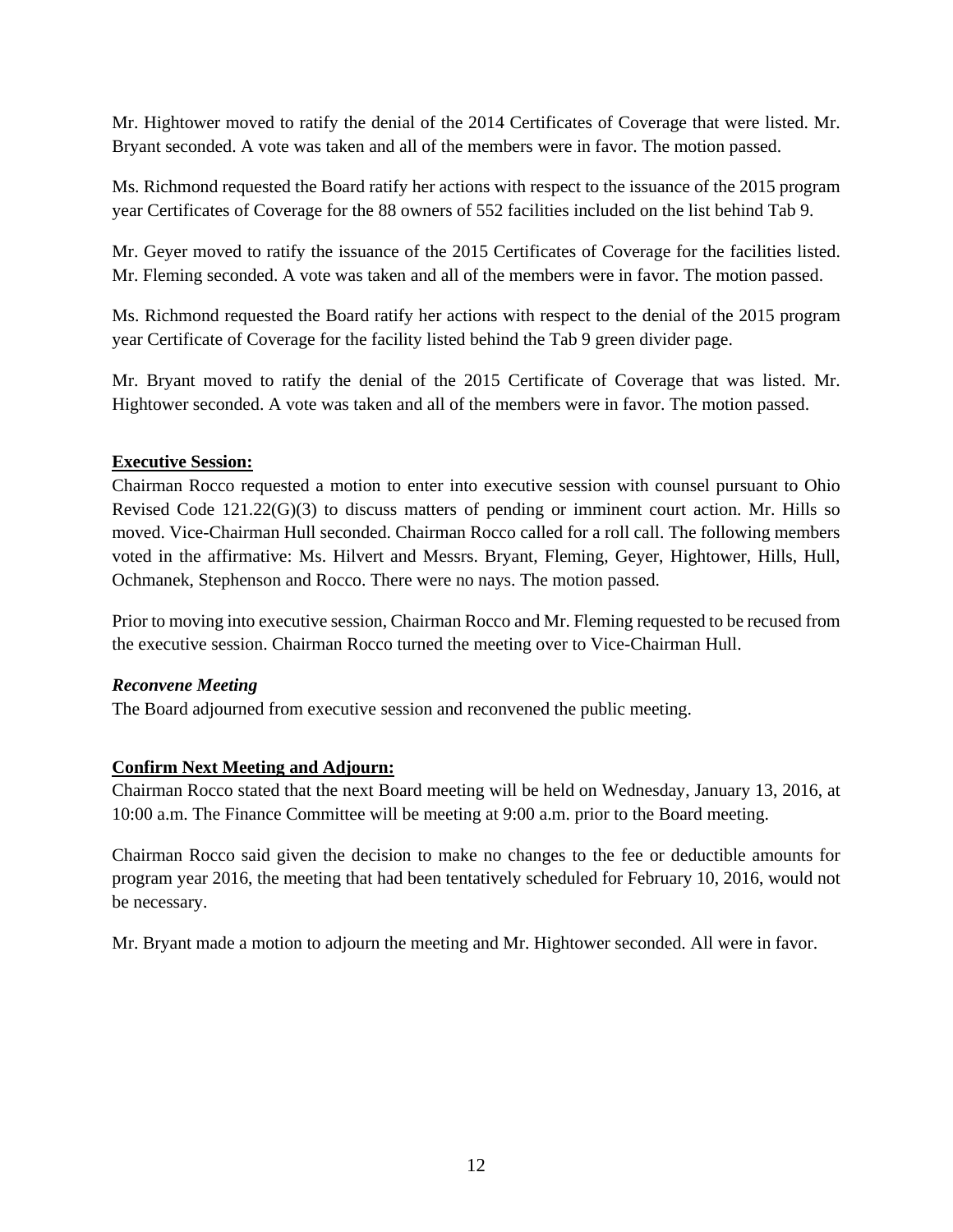Mr. Hightower moved to ratify the denial of the 2014 Certificates of Coverage that were listed. Mr. Bryant seconded. A vote was taken and all of the members were in favor. The motion passed.

Ms. Richmond requested the Board ratify her actions with respect to the issuance of the 2015 program year Certificates of Coverage for the 88 owners of 552 facilities included on the list behind Tab 9.

Mr. Geyer moved to ratify the issuance of the 2015 Certificates of Coverage for the facilities listed. Mr. Fleming seconded. A vote was taken and all of the members were in favor. The motion passed.

Ms. Richmond requested the Board ratify her actions with respect to the denial of the 2015 program year Certificate of Coverage for the facility listed behind the Tab 9 green divider page.

Mr. Bryant moved to ratify the denial of the 2015 Certificate of Coverage that was listed. Mr. Hightower seconded. A vote was taken and all of the members were in favor. The motion passed.

**Executive Session:**

Chairman Rocco requested a motion to enter into executive session with counsel pursuant to Ohio Revised Code 121.22(G)(3) to discuss matters of pending or imminent court action. Mr. Hills so moved. Vice-Chairman Hull seconded. Chairman Rocco called for a roll call. The following members voted in the affirmative: Ms. Hilvert and Messrs. Bryant, Fleming, Geyer, Hightower, Hills, Hull, Ochmanek, Stephenson and Rocco. There were no nays. The motion passed.

Prior to moving into executive session, Chairman Rocco and Mr. Fleming requested to be recused from the executive session. Chairman Rocco turned the meeting over to Vice-Chairman Hull.

***Reconvene Meeting***

The Board adjourned from executive session and reconvened the public meeting.

**Confirm Next Meeting and Adjourn:**

Chairman Rocco stated that the next Board meeting will be held on Wednesday, January 13, 2016, at 10:00 a.m. The Finance Committee will be meeting at 9:00 a.m. prior to the Board meeting.

Chairman Rocco said given the decision to make no changes to the fee or deductible amounts for program year 2016, the meeting that had been tentatively scheduled for February 10, 2016, would not be necessary.

Mr. Bryant made a motion to adjourn the meeting and Mr. Hightower seconded. All were in favor.